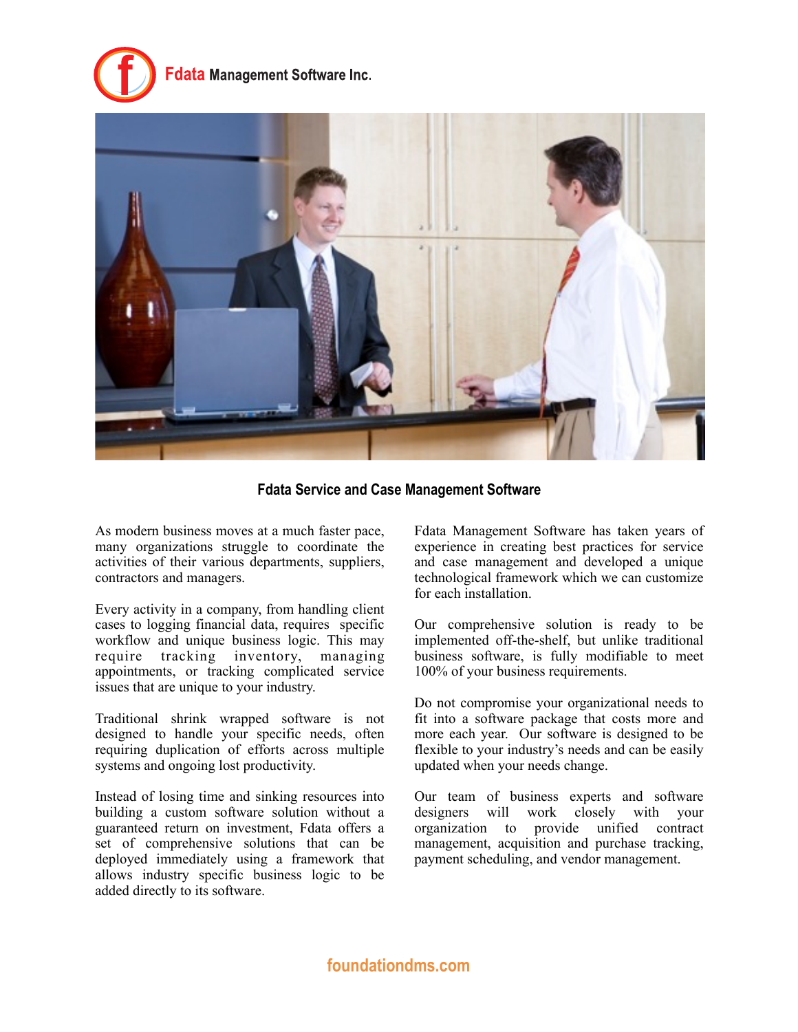# Fdata Management Software Inc.

## Fdata Service and Case Management Software

As modern business moves at a much faster pace, many organizations struggle to coordinate the activities of their various departments, suppliers, contractors and managers.

Every activity in a company, from handling client cases to logging financial data, requires specific workflow and unique business logic. This may require tracking inventory, managing appointments, or tracking complicated service issues that are unique to your industry.

Traditional shrink wrapped software is not designed to handle your specific needs, often requiring duplication of efforts across multiple systems and ongoing lost productivity.

Instead of losing time and sinking resources into building a custom software solution without a guaranteed return on investment, Fdata offers a set of comprehensive solutions that can be deployed immediately using a framework that allows industry specific business logic to be added directly to its software.

Fdata Management Software has taken years of experience in creating best practices for service and case management and developed a unique technological framework which we can customize for each installation.

Our comprehensive solution is ready to be implemented off-the-shelf, but unlike traditional business software, is fully modifiable to meet 100% of your business requirements.

Do not compromise your organizational needs to fit into a software package that costs more and more each year. Our software is designed to be flexible to your industry's needs and can be easily updated when your needs change.

Our team of business experts and software designers will work closely with your organization to provide unified contract management, acquisition and purchase tracking, payment scheduling, and vendor management.

foundationdms.com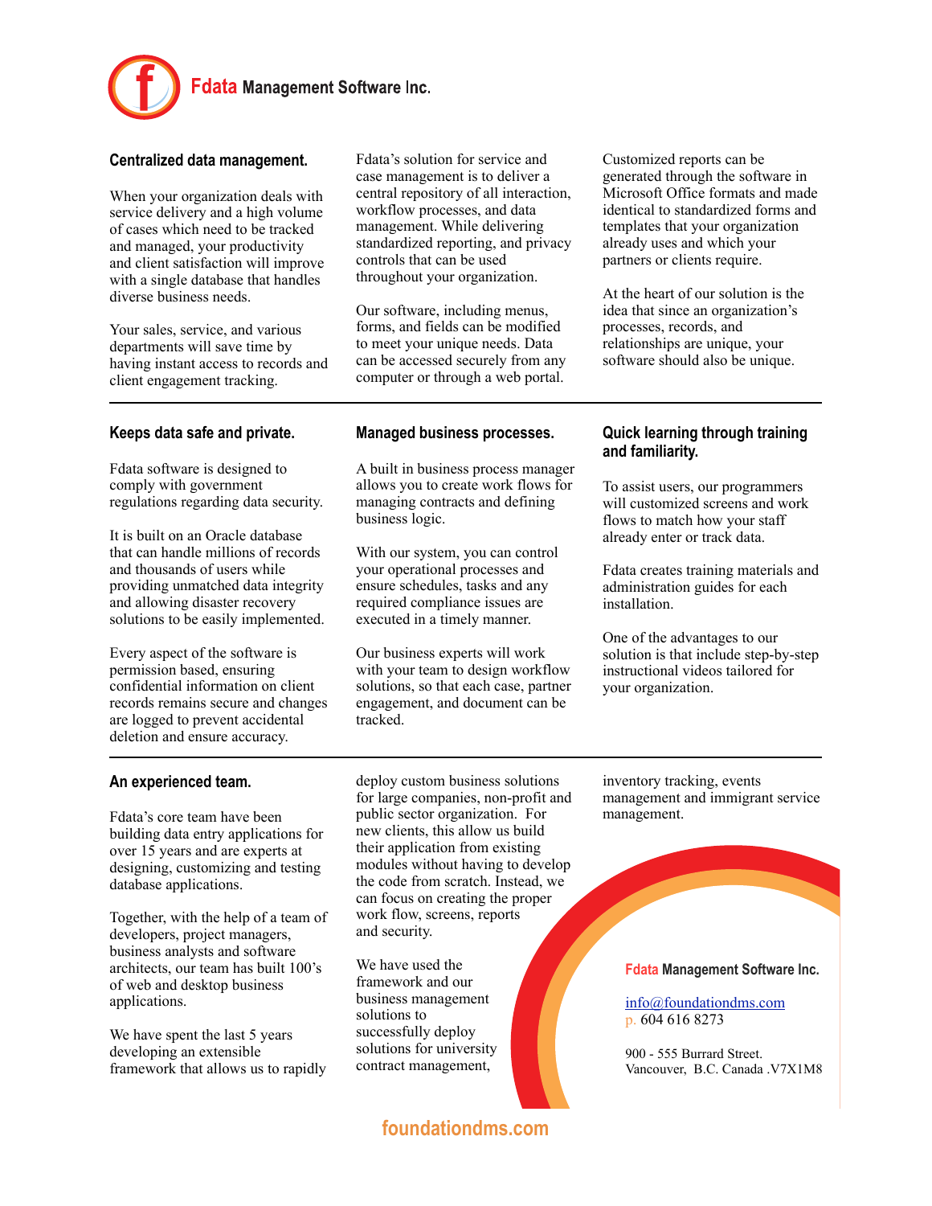# Fdata Management Software Inc.

## Centralized data management.

When your organization deals with service delivery and a high volume of cases which need to be tracked and managed, your productivity and client satisfaction will improve with a single database that handles diverse business needs.

Your sales, service, and various departments will save time by having instant access to records and client engagement tracking.

Fdata's solution for service and case management is to deliver a central repository of all interaction, workflow processes, and data management. While delivering standardized reporting, and privacy controls that can be used throughout your organization.

Our software, including menus, forms, and fields can be modified to meet your unique needs. Data can be accessed securely from any computer or through a web portal.

Customized reports can be generated through the software in Microsoft Office formats and made identical to standardized forms and templates that your organization already uses and which your partners or clients require.

At the heart of our solution is the idea that since an organization's processes, records, and relationships are unique, your software should also be unique.

## Keeps data safe and private.

Fdata software is designed to comply with government regulations regarding data security.

It is built on an Oracle database that can handle millions of records and thousands of users while providing unmatched data integrity and allowing disaster recovery solutions to be easily implemented.

Every aspect of the software is permission based, ensuring confidential information on client records remains secure and changes are logged to prevent accidental deletion and ensure accuracy.

## Managed business processes.

A built in business process manager allows you to create work flows for managing contracts and defining business logic.

With our system, you can control your operational processes and ensure schedules, tasks and any required compliance issues are executed in a timely manner.

Our business experts will work with your team to design workflow solutions, so that each case, partner engagement, and document can be tracked.

## Quick learning through training and familiarity.

To assist users, our programmers will customized screens and work flows to match how your staff already enter or track data.

Fdata creates training materials and administration guides for each installation.

One of the advantages to our solution is that include step-by-step instructional videos tailored for your organization.

## An experienced team.

Fdata's core team have been building data entry applications for over 15 years and are experts at designing, customizing and testing database applications.

Together, with the help of a team of developers, project managers, business analysts and software architects, our team has built 100's of web and desktop business applications.

We have spent the last 5 years developing an extensible framework that allows us to rapidly deploy custom business solutions for large companies, non-profit and public sector organization. For new clients, this allow us build their application from existing modules without having to develop the code from scratch. Instead, we can focus on creating the proper work flow, screens, reports and security.

We have used the framework and our business management solutions to successfully deploy solutions for university contract management, inventory tracking, events management and immigrant service management.

**Fdata Management Software Inc.**

info@foundationdms.com
p. 604 616 8273

900 - 555 Burrard Street.
Vancouver, B.C. Canada .V7X1M8

foundationdms.com